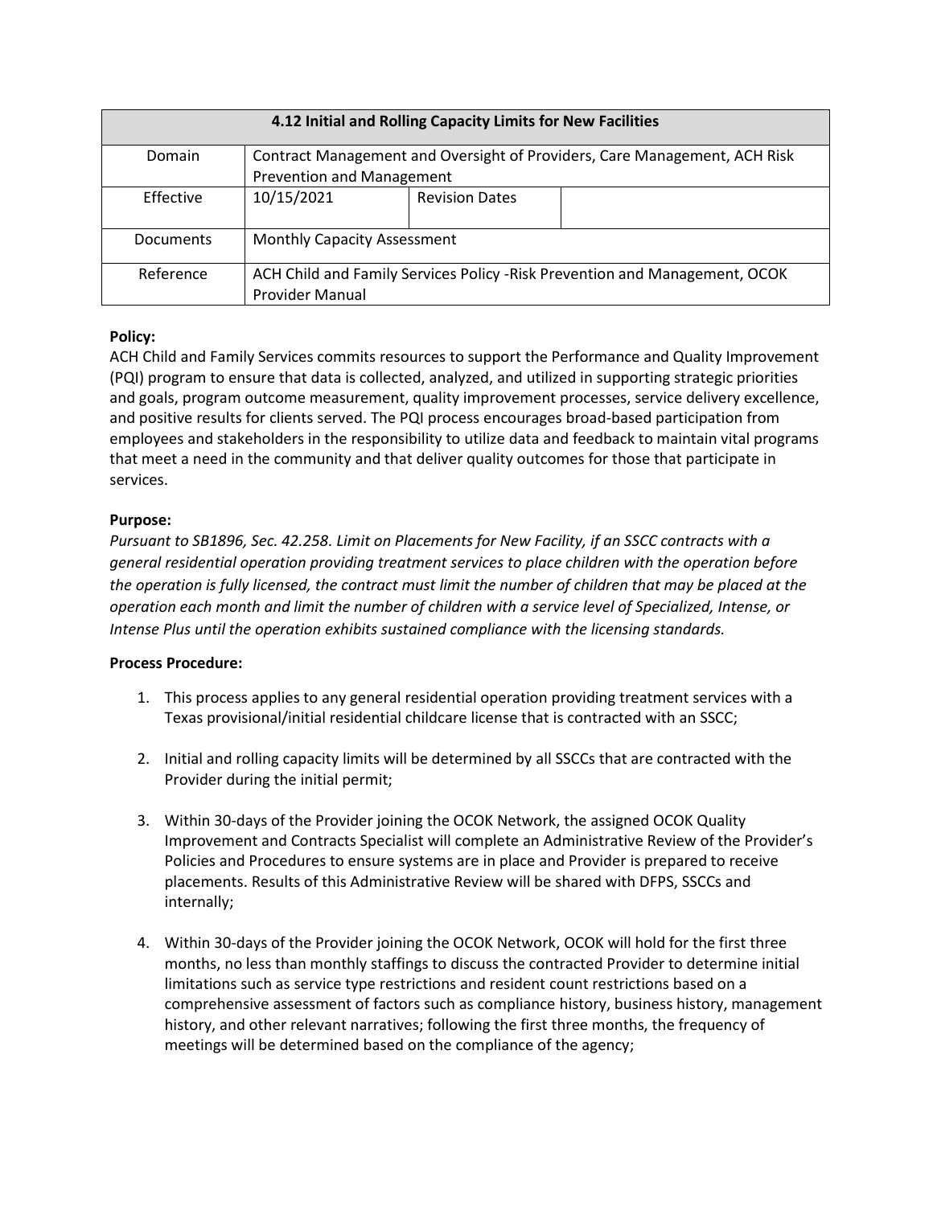| 4.12 Initial and Rolling Capacity Limits for New Facilities | | | |
|---|---|---|---|
| Domain | Contract Management and Oversight of Providers, Care Management, ACH Risk Prevention and Management | | |
| Effective | 10/15/2021 | Revision Dates | |
| Documents | Monthly Capacity Assessment | | |
| Reference | ACH Child and Family Services Policy -Risk Prevention and Management, OCOK Provider Manual | | |

**Policy:**
ACH Child and Family Services commits resources to support the Performance and Quality Improvement (PQI) program to ensure that data is collected, analyzed, and utilized in supporting strategic priorities and goals, program outcome measurement, quality improvement processes, service delivery excellence, and positive results for clients served. The PQI process encourages broad-based participation from employees and stakeholders in the responsibility to utilize data and feedback to maintain vital programs that meet a need in the community and that deliver quality outcomes for those that participate in services.

**Purpose:**
*Pursuant to SB1896, Sec. 42.258. Limit on Placements for New Facility, if an SSCC contracts with a general residential operation providing treatment services to place children with the operation before the operation is fully licensed, the contract must limit the number of children that may be placed at the operation each month and limit the number of children with a service level of Specialized, Intense, or Intense Plus until the operation exhibits sustained compliance with the licensing standards.*

**Process Procedure:**

1. This process applies to any general residential operation providing treatment services with a Texas provisional/initial residential childcare license that is contracted with an SSCC;

2. Initial and rolling capacity limits will be determined by all SSCCs that are contracted with the Provider during the initial permit;

3. Within 30-days of the Provider joining the OCOK Network, the assigned OCOK Quality Improvement and Contracts Specialist will complete an Administrative Review of the Provider's Policies and Procedures to ensure systems are in place and Provider is prepared to receive placements. Results of this Administrative Review will be shared with DFPS, SSCCs and internally;

4. Within 30-days of the Provider joining the OCOK Network, OCOK will hold for the first three months, no less than monthly staffings to discuss the contracted Provider to determine initial limitations such as service type restrictions and resident count restrictions based on a comprehensive assessment of factors such as compliance history, business history, management history, and other relevant narratives; following the first three months, the frequency of meetings will be determined based on the compliance of the agency;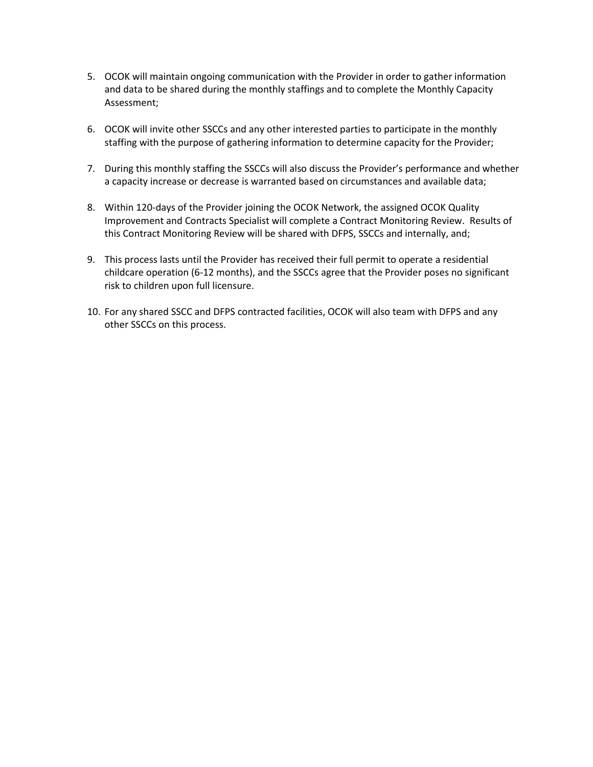5. OCOK will maintain ongoing communication with the Provider in order to gather information and data to be shared during the monthly staffings and to complete the Monthly Capacity Assessment;

6. OCOK will invite other SSCCs and any other interested parties to participate in the monthly staffing with the purpose of gathering information to determine capacity for the Provider;

7. During this monthly staffing the SSCCs will also discuss the Provider's performance and whether a capacity increase or decrease is warranted based on circumstances and available data;

8. Within 120-days of the Provider joining the OCOK Network, the assigned OCOK Quality Improvement and Contracts Specialist will complete a Contract Monitoring Review. Results of this Contract Monitoring Review will be shared with DFPS, SSCCs and internally, and;

9. This process lasts until the Provider has received their full permit to operate a residential childcare operation (6-12 months), and the SSCCs agree that the Provider poses no significant risk to children upon full licensure.

10. For any shared SSCC and DFPS contracted facilities, OCOK will also team with DFPS and any other SSCCs on this process.